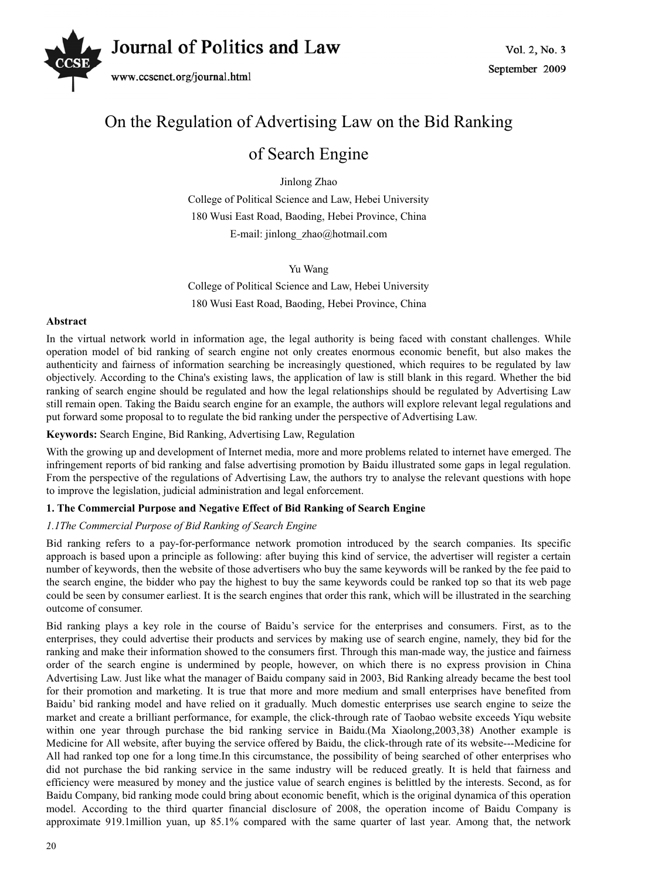# On the Regulation of Advertising Law on the Bid Ranking of Search Engine

Jinlong Zhao

College of Political Science and Law, Hebei University

180 Wusi East Road, Baoding, Hebei Province, China

E-mail: jinlong_zhao@hotmail.com

Yu Wang

College of Political Science and Law, Hebei University

180 Wusi East Road, Baoding, Hebei Province, China

**Abstract**

In the virtual network world in information age, the legal authority is being faced with constant challenges. While operation model of bid ranking of search engine not only creates enormous economic benefit, but also makes the authenticity and fairness of information searching be increasingly questioned, which requires to be regulated by law objectively. According to the China's existing laws, the application of law is still blank in this regard. Whether the bid ranking of search engine should be regulated and how the legal relationships should be regulated by Advertising Law still remain open. Taking the Baidu search engine for an example, the authors will explore relevant legal regulations and put forward some proposal to to regulate the bid ranking under the perspective of Advertising Law.

**Keywords:** Search Engine, Bid Ranking, Advertising Law, Regulation

With the growing up and development of Internet media, more and more problems related to internet have emerged. The infringement reports of bid ranking and false advertising promotion by Baidu illustrated some gaps in legal regulation. From the perspective of the regulations of Advertising Law, the authors try to analyse the relevant questions with hope to improve the legislation, judicial administration and legal enforcement.

## 1. The Commercial Purpose and Negative Effect of Bid Ranking of Search Engine

### *1.1The Commercial Purpose of Bid Ranking of Search Engine*

Bid ranking refers to a pay-for-performance network promotion introduced by the search companies. Its specific approach is based upon a principle as following: after buying this kind of service, the advertiser will register a certain number of keywords, then the website of those advertisers who buy the same keywords will be ranked by the fee paid to the search engine, the bidder who pay the highest to buy the same keywords could be ranked top so that its web page could be seen by consumer earliest. It is the search engines that order this rank, which will be illustrated in the searching outcome of consumer.

Bid ranking plays a key role in the course of Baidu's service for the enterprises and consumers. First, as to the enterprises, they could advertise their products and services by making use of search engine, namely, they bid for the ranking and make their information showed to the consumers first. Through this man-made way, the justice and fairness order of the search engine is undermined by people, however, on which there is no express provision in China Advertising Law. Just like what the manager of Baidu company said in 2003, Bid Ranking already became the best tool for their promotion and marketing. It is true that more and more medium and small enterprises have benefited from Baidu' bid ranking model and have relied on it gradually. Much domestic enterprises use search engine to seize the market and create a brilliant performance, for example, the click-through rate of Taobao website exceeds Yiqu website within one year through purchase the bid ranking service in Baidu.(Ma Xiaolong,2003,38) Another example is Medicine for All website, after buying the service offered by Baidu, the click-through rate of its website---Medicine for All had ranked top one for a long time.In this circumstance, the possibility of being searched of other enterprises who did not purchase the bid ranking service in the same industry will be reduced greatly. It is held that fairness and efficiency were measured by money and the justice value of search engines is belittled by the interests. Second, as for Baidu Company, bid ranking mode could bring about economic benefit, which is the original dynamica of this operation model. According to the third quarter financial disclosure of 2008, the operation income of Baidu Company is approximate 919.1million yuan, up 85.1% compared with the same quarter of last year. Among that, the network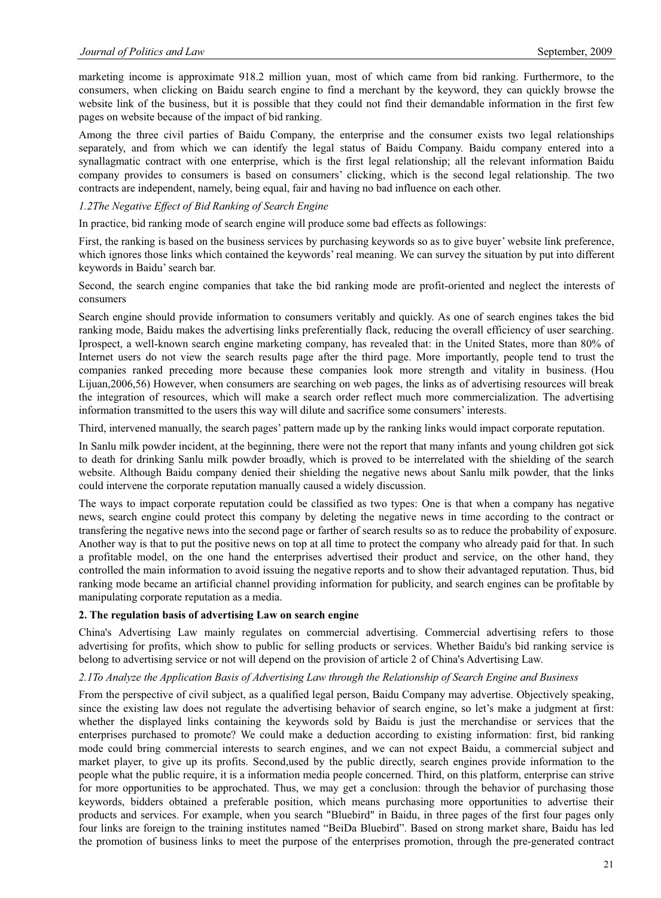marketing income is approximate 918.2 million yuan, most of which came from bid ranking. Furthermore, to the consumers, when clicking on Baidu search engine to find a merchant by the keyword, they can quickly browse the website link of the business, but it is possible that they could not find their demandable information in the first few pages on website because of the impact of bid ranking.

Among the three civil parties of Baidu Company, the enterprise and the consumer exists two legal relationships separately, and from which we can identify the legal status of Baidu Company. Baidu company entered into a synallagmatic contract with one enterprise, which is the first legal relationship; all the relevant information Baidu company provides to consumers is based on consumers' clicking, which is the second legal relationship. The two contracts are independent, namely, being equal, fair and having no bad influence on each other.

### *1.2The Negative Effect of Bid Ranking of Search Engine*

In practice, bid ranking mode of search engine will produce some bad effects as followings:

First, the ranking is based on the business services by purchasing keywords so as to give buyer' website link preference, which ignores those links which contained the keywords' real meaning. We can survey the situation by put into different keywords in Baidu' search bar.

Second, the search engine companies that take the bid ranking mode are profit-oriented and neglect the interests of consumers

Search engine should provide information to consumers veritably and quickly. As one of search engines takes the bid ranking mode, Baidu makes the advertising links preferentially flack, reducing the overall efficiency of user searching. Iprospect, a well-known search engine marketing company, has revealed that: in the United States, more than 80% of Internet users do not view the search results page after the third page. More importantly, people tend to trust the companies ranked preceding more because these companies look more strength and vitality in business. (Hou Lijuan,2006,56) However, when consumers are searching on web pages, the links as of advertising resources will break the integration of resources, which will make a search order reflect much more commercialization. The advertising information transmitted to the users this way will dilute and sacrifice some consumers' interests.

Third, intervened manually, the search pages' pattern made up by the ranking links would impact corporate reputation.

In Sanlu milk powder incident, at the beginning, there were not the report that many infants and young children got sick to death for drinking Sanlu milk powder broadly, which is proved to be interrelated with the shielding of the search website. Although Baidu company denied their shielding the negative news about Sanlu milk powder, that the links could intervene the corporate reputation manually caused a widely discussion.

The ways to impact corporate reputation could be classified as two types: One is that when a company has negative news, search engine could protect this company by deleting the negative news in time according to the contract or transfering the negative news into the second page or farther of search results so as to reduce the probability of exposure. Another way is that to put the positive news on top at all time to protect the company who already paid for that. In such a profitable model, on the one hand the enterprises advertised their product and service, on the other hand, they controlled the main information to avoid issuing the negative reports and to show their advantaged reputation. Thus, bid ranking mode became an artificial channel providing information for publicity, and search engines can be profitable by manipulating corporate reputation as a media.

## **2. The regulation basis of advertising Law on search engine**

China's Advertising Law mainly regulates on commercial advertising. Commercial advertising refers to those advertising for profits, which show to public for selling products or services. Whether Baidu's bid ranking service is belong to advertising service or not will depend on the provision of article 2 of China's Advertising Law.

### *2.1To Analyze the Application Basis of Advertising Law through the Relationship of Search Engine and Business*

From the perspective of civil subject, as a qualified legal person, Baidu Company may advertise. Objectively speaking, since the existing law does not regulate the advertising behavior of search engine, so let's make a judgment at first: whether the displayed links containing the keywords sold by Baidu is just the merchandise or services that the enterprises purchased to promote? We could make a deduction according to existing information: first, bid ranking mode could bring commercial interests to search engines, and we can not expect Baidu, a commercial subject and market player, to give up its profits. Second,used by the public directly, search engines provide information to the people what the public require, it is a information media people concerned. Third, on this platform, enterprise can strive for more opportunities to be approchated. Thus, we may get a conclusion: through the behavior of purchasing those keywords, bidders obtained a preferable position, which means purchasing more opportunities to advertise their products and services. For example, when you search "Bluebird" in Baidu, in three pages of the first four pages only four links are foreign to the training institutes named "BeiDa Bluebird". Based on strong market share, Baidu has led the promotion of business links to meet the purpose of the enterprises promotion, through the pre-generated contract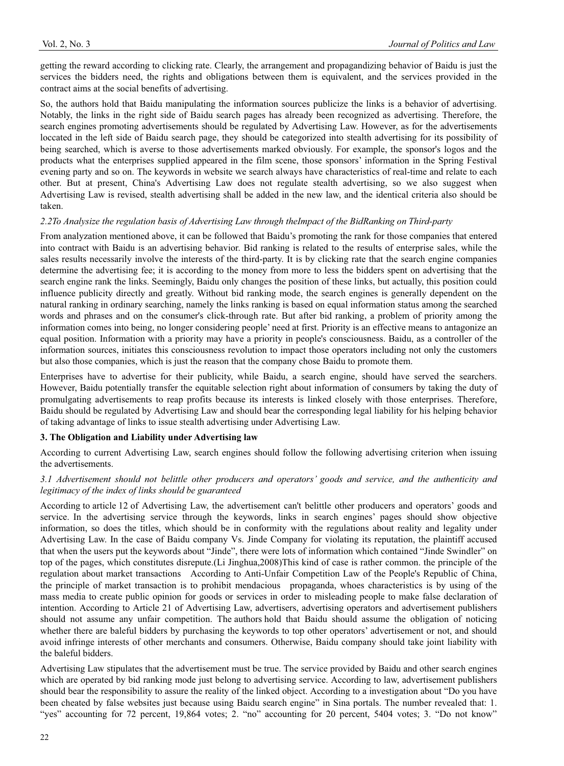getting the reward according to clicking rate. Clearly, the arrangement and propagandizing behavior of Baidu is just the services the bidders need, the rights and obligations between them is equivalent, and the services provided in the contract aims at the social benefits of advertising.

So, the authors hold that Baidu manipulating the information sources publicize the links is a behavior of advertising. Notably, the links in the right side of Baidu search pages has already been recognized as advertising. Therefore, the search engines promoting advertisements should be regulated by Advertising Law. However, as for the advertisements loccated in the left side of Baidu search page, they should be categorized into stealth advertising for its possibility of being searched, which is averse to those advertisements marked obviously. For example, the sponsor's logos and the products what the enterprises supplied appeared in the film scene, those sponsors' information in the Spring Festival evening party and so on. The keywords in website we search always have characteristics of real-time and relate to each other. But at present, China's Advertising Law does not regulate stealth advertising, so we also suggest when Advertising Law is revised, stealth advertising shall be added in the new law, and the identical criteria also should be taken.

### *2.2To Analysize the regulation basis of Advertising Law through theImpact of the BidRanking on Third-party*

From analyzation mentioned above, it can be followed that Baidu's promoting the rank for those companies that entered into contract with Baidu is an advertising behavior. Bid ranking is related to the results of enterprise sales, while the sales results necessarily involve the interests of the third-party. It is by clicking rate that the search engine companies determine the advertising fee; it is according to the money from more to less the bidders spent on advertising that the search engine rank the links. Seemingly, Baidu only changes the position of these links, but actually, this position could influence publicity directly and greatly. Without bid ranking mode, the search engines is generally dependent on the natural ranking in ordinary searching, namely the links ranking is based on equal information status among the searched words and phrases and on the consumer's click-through rate. But after bid ranking, a problem of priority among the information comes into being, no longer considering people' need at first. Priority is an effective means to antagonize an equal position. Information with a priority may have a priority in people's consciousness. Baidu, as a controller of the information sources, initiates this consciousness revolution to impact those operators including not only the customers but also those companies, which is just the reason that the company chose Baidu to promote them.

Enterprises have to advertise for their publicity, while Baidu, a search engine, should have served the searchers. However, Baidu potentially transfer the equitable selection right about information of consumers by taking the duty of promulgating advertisements to reap profits because its interests is linked closely with those enterprises. Therefore, Baidu should be regulated by Advertising Law and should bear the corresponding legal liability for his helping behavior of taking advantage of links to issue stealth advertising under Advertising Law.

## **3. The Obligation and Liability under Advertising law**

According to current Advertising Law, search engines should follow the following advertising criterion when issuing the advertisements.

### *3.1 Advertisement should not belittle other producers and operators' goods and service, and the authenticity and legitimacy of the index of links should be guaranteed*

According to article 12 of Advertising Law, the advertisement can't belittle other producers and operators' goods and service. In the advertising service through the keywords, links in search engines' pages should show objective information, so does the titles, which should be in conformity with the regulations about reality and legality under Advertising Law. In the case of Baidu company Vs. Jinde Company for violating its reputation, the plaintiff accused that when the users put the keywords about "Jinde", there were lots of information which contained "Jinde Swindler" on top of the pages, which constitutes disrepute.(Li Jinghua,2008)This kind of case is rather common. the principle of the regulation about market transactions According to Anti-Unfair Competition Law of the People's Republic of China, the principle of market transaction is to prohibit mendacious propaganda, whoes characteristics is by using of the mass media to create public opinion for goods or services in order to misleading people to make false declaration of intention. According to Article 21 of Advertising Law, advertisers, advertising operators and advertisement publishers should not assume any unfair competition. The authors hold that Baidu should assume the obligation of noticing whether there are baleful bidders by purchasing the keywords to top other operators' advertisement or not, and should avoid infringe interests of other merchants and consumers. Otherwise, Baidu company should take joint liability with the baleful bidders.

Advertising Law stipulates that the advertisement must be true. The service provided by Baidu and other search engines which are operated by bid ranking mode just belong to advertising service. According to law, advertisement publishers should bear the responsibility to assure the reality of the linked object. According to a investigation about "Do you have been cheated by false websites just because using Baidu search engine" in Sina portals. The number revealed that: 1. "yes" accounting for 72 percent, 19,864 votes; 2. "no" accounting for 20 percent, 5404 votes; 3. "Do not know"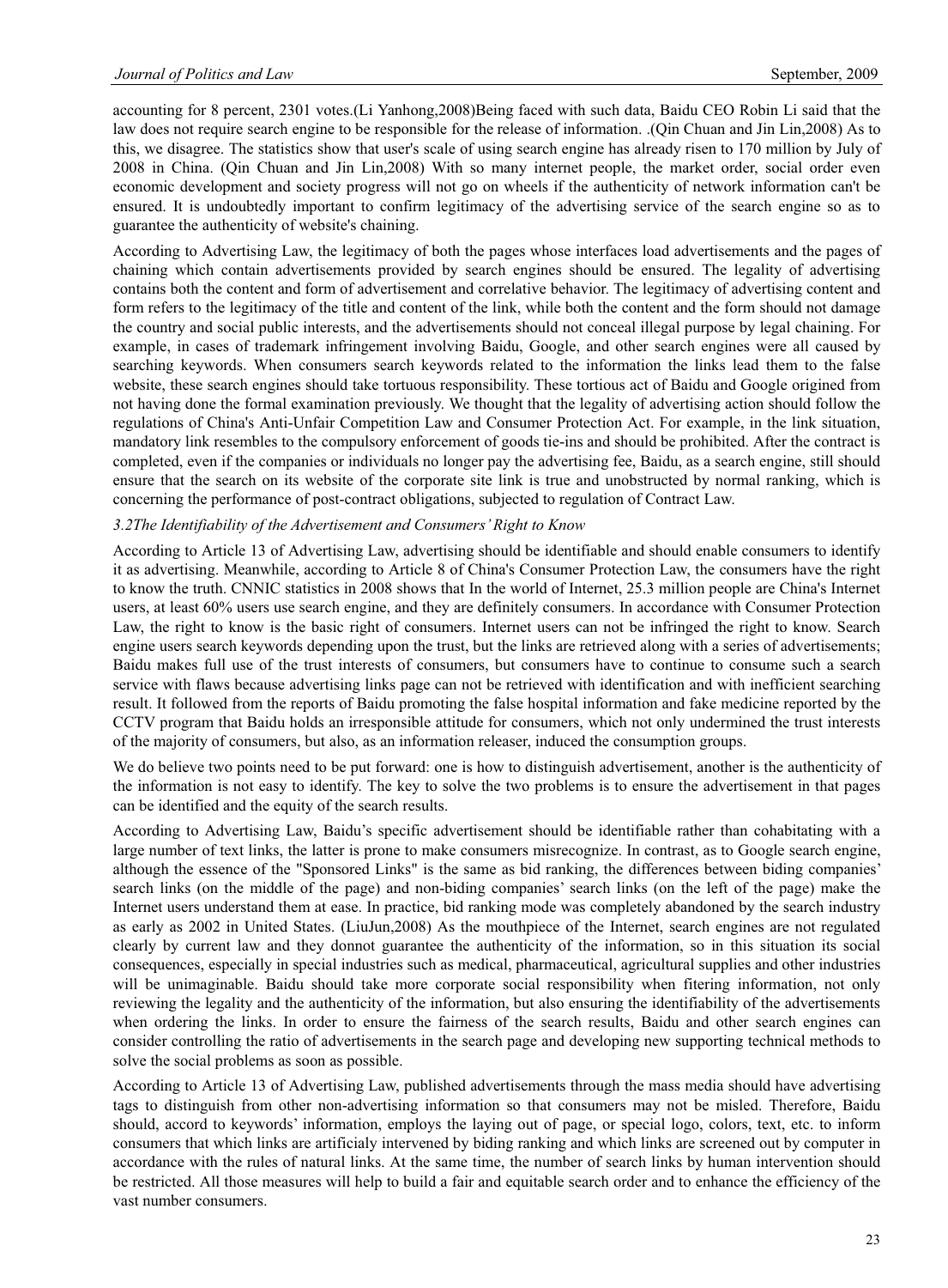accounting for 8 percent, 2301 votes.(Li Yanhong,2008)Being faced with such data, Baidu CEO Robin Li said that the law does not require search engine to be responsible for the release of information. .(Qin Chuan and Jin Lin,2008) As to this, we disagree. The statistics show that user's scale of using search engine has already risen to 170 million by July of 2008 in China. (Qin Chuan and Jin Lin,2008) With so many internet people, the market order, social order even economic development and society progress will not go on wheels if the authenticity of network information can't be ensured. It is undoubtedly important to confirm legitimacy of the advertising service of the search engine so as to guarantee the authenticity of website's chaining.

According to Advertising Law, the legitimacy of both the pages whose interfaces load advertisements and the pages of chaining which contain advertisements provided by search engines should be ensured. The legality of advertising contains both the content and form of advertisement and correlative behavior. The legitimacy of advertising content and form refers to the legitimacy of the title and content of the link, while both the content and the form should not damage the country and social public interests, and the advertisements should not conceal illegal purpose by legal chaining. For example, in cases of trademark infringement involving Baidu, Google, and other search engines were all caused by searching keywords. When consumers search keywords related to the information the links lead them to the false website, these search engines should take tortuous responsibility. These tortious act of Baidu and Google origined from not having done the formal examination previously. We thought that the legality of advertising action should follow the regulations of China's Anti-Unfair Competition Law and Consumer Protection Act. For example, in the link situation, mandatory link resembles to the compulsory enforcement of goods tie-ins and should be prohibited. After the contract is completed, even if the companies or individuals no longer pay the advertising fee, Baidu, as a search engine, still should ensure that the search on its website of the corporate site link is true and unobstructed by normal ranking, which is concerning the performance of post-contract obligations, subjected to regulation of Contract Law.

### *3.2The Identifiability of the Advertisement and Consumers' Right to Know*

According to Article 13 of Advertising Law, advertising should be identifiable and should enable consumers to identify it as advertising. Meanwhile, according to Article 8 of China's Consumer Protection Law, the consumers have the right to know the truth. CNNIC statistics in 2008 shows that In the world of Internet, 25.3 million people are China's Internet users, at least 60% users use search engine, and they are definitely consumers. In accordance with Consumer Protection Law, the right to know is the basic right of consumers. Internet users can not be infringed the right to know. Search engine users search keywords depending upon the trust, but the links are retrieved along with a series of advertisements; Baidu makes full use of the trust interests of consumers, but consumers have to continue to consume such a search service with flaws because advertising links page can not be retrieved with identification and with inefficient searching result. It followed from the reports of Baidu promoting the false hospital information and fake medicine reported by the CCTV program that Baidu holds an irresponsible attitude for consumers, which not only undermined the trust interests of the majority of consumers, but also, as an information releaser, induced the consumption groups.

We do believe two points need to be put forward: one is how to distinguish advertisement, another is the authenticity of the information is not easy to identify. The key to solve the two problems is to ensure the advertisement in that pages can be identified and the equity of the search results.

According to Advertising Law, Baidu's specific advertisement should be identifiable rather than cohabitating with a large number of text links, the latter is prone to make consumers misrecognize. In contrast, as to Google search engine, although the essence of the "Sponsored Links" is the same as bid ranking, the differences between biding companies' search links (on the middle of the page) and non-biding companies' search links (on the left of the page) make the Internet users understand them at ease. In practice, bid ranking mode was completely abandoned by the search industry as early as 2002 in United States. (LiuJun,2008) As the mouthpiece of the Internet, search engines are not regulated clearly by current law and they donnot guarantee the authenticity of the information, so in this situation its social consequences, especially in special industries such as medical, pharmaceutical, agricultural supplies and other industries will be unimaginable. Baidu should take more corporate social responsibility when fitering information, not only reviewing the legality and the authenticity of the information, but also ensuring the identifiability of the advertisements when ordering the links. In order to ensure the fairness of the search results, Baidu and other search engines can consider controlling the ratio of advertisements in the search page and developing new supporting technical methods to solve the social problems as soon as possible.

According to Article 13 of Advertising Law, published advertisements through the mass media should have advertising tags to distinguish from other non-advertising information so that consumers may not be misled. Therefore, Baidu should, accord to keywords' information, employs the laying out of page, or special logo, colors, text, etc. to inform consumers that which links are artificialy intervened by biding ranking and which links are screened out by computer in accordance with the rules of natural links. At the same time, the number of search links by human intervention should be restricted. All those measures will help to build a fair and equitable search order and to enhance the efficiency of the vast number consumers.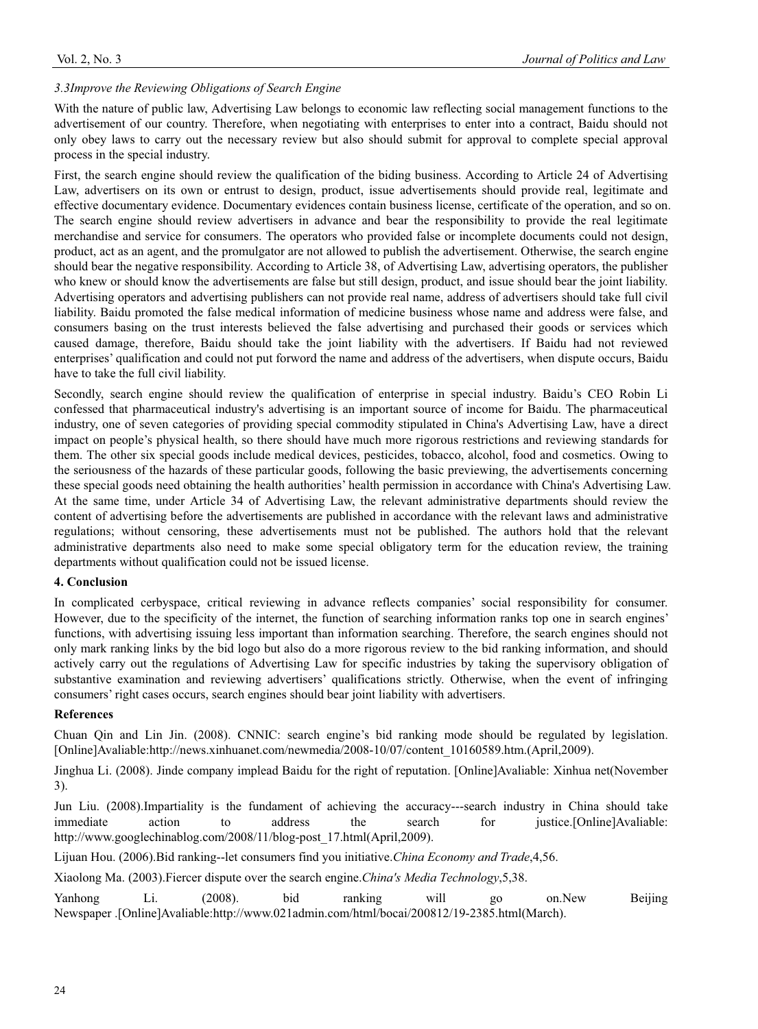### *3.3Improve the Reviewing Obligations of Search Engine*

With the nature of public law, Advertising Law belongs to economic law reflecting social management functions to the advertisement of our country. Therefore, when negotiating with enterprises to enter into a contract, Baidu should not only obey laws to carry out the necessary review but also should submit for approval to complete special approval process in the special industry.

First, the search engine should review the qualification of the biding business. According to Article 24 of Advertising Law, advertisers on its own or entrust to design, product, issue advertisements should provide real, legitimate and effective documentary evidence. Documentary evidences contain business license, certificate of the operation, and so on. The search engine should review advertisers in advance and bear the responsibility to provide the real legitimate merchandise and service for consumers. The operators who provided false or incomplete documents could not design, product, act as an agent, and the promulgator are not allowed to publish the advertisement. Otherwise, the search engine should bear the negative responsibility. According to Article 38, of Advertising Law, advertising operators, the publisher who knew or should know the advertisements are false but still design, product, and issue should bear the joint liability. Advertising operators and advertising publishers can not provide real name, address of advertisers should take full civil liability. Baidu promoted the false medical information of medicine business whose name and address were false, and consumers basing on the trust interests believed the false advertising and purchased their goods or services which caused damage, therefore, Baidu should take the joint liability with the advertisers. If Baidu had not reviewed enterprises' qualification and could not put forword the name and address of the advertisers, when dispute occurs, Baidu have to take the full civil liability.

Secondly, search engine should review the qualification of enterprise in special industry. Baidu's CEO Robin Li confessed that pharmaceutical industry's advertising is an important source of income for Baidu. The pharmaceutical industry, one of seven categories of providing special commodity stipulated in China's Advertising Law, have a direct impact on people's physical health, so there should have much more rigorous restrictions and reviewing standards for them. The other six special goods include medical devices, pesticides, tobacco, alcohol, food and cosmetics. Owing to the seriousness of the hazards of these particular goods, following the basic previewing, the advertisements concerning these special goods need obtaining the health authorities' health permission in accordance with China's Advertising Law. At the same time, under Article 34 of Advertising Law, the relevant administrative departments should review the content of advertising before the advertisements are published in accordance with the relevant laws and administrative regulations; without censoring, these advertisements must not be published. The authors hold that the relevant administrative departments also need to make some special obligatory term for the education review, the training departments without qualification could not be issued license.

## 4. Conclusion

In complicated cerbyspace, critical reviewing in advance reflects companies' social responsibility for consumer. However, due to the specificity of the internet, the function of searching information ranks top one in search engines' functions, with advertising issuing less important than information searching. Therefore, the search engines should not only mark ranking links by the bid logo but also do a more rigorous review to the bid ranking information, and should actively carry out the regulations of Advertising Law for specific industries by taking the supervisory obligation of substantive examination and reviewing advertisers' qualifications strictly. Otherwise, when the event of infringing consumers' right cases occurs, search engines should bear joint liability with advertisers.

## References

Chuan Qin and Lin Jin. (2008). CNNIC: search engine's bid ranking mode should be regulated by legislation. [Online]Avaliable:http://news.xinhuanet.com/newmedia/2008-10/07/content_10160589.htm.(April,2009).

Jinghua Li. (2008). Jinde company implead Baidu for the right of reputation. [Online]Avaliable: Xinhua net(November 3).

Jun Liu. (2008).Impartiality is the fundament of achieving the accuracy---search industry in China should take immediate action to address the search for justice.[Online]Avaliable: http://www.googlechinablog.com/2008/11/blog-post_17.html(April,2009).

Lijuan Hou. (2006).Bid ranking--let consumers find you initiative.*China Economy and Trade*,4,56.

Xiaolong Ma. (2003).Fiercer dispute over the search engine.*China's Media Technology*,5,38.

Yanhong Li. (2008). bid ranking will go on.New Beijing Newspaper .[Online]Avaliable:http://www.021admin.com/html/bocai/200812/19-2385.html(March).